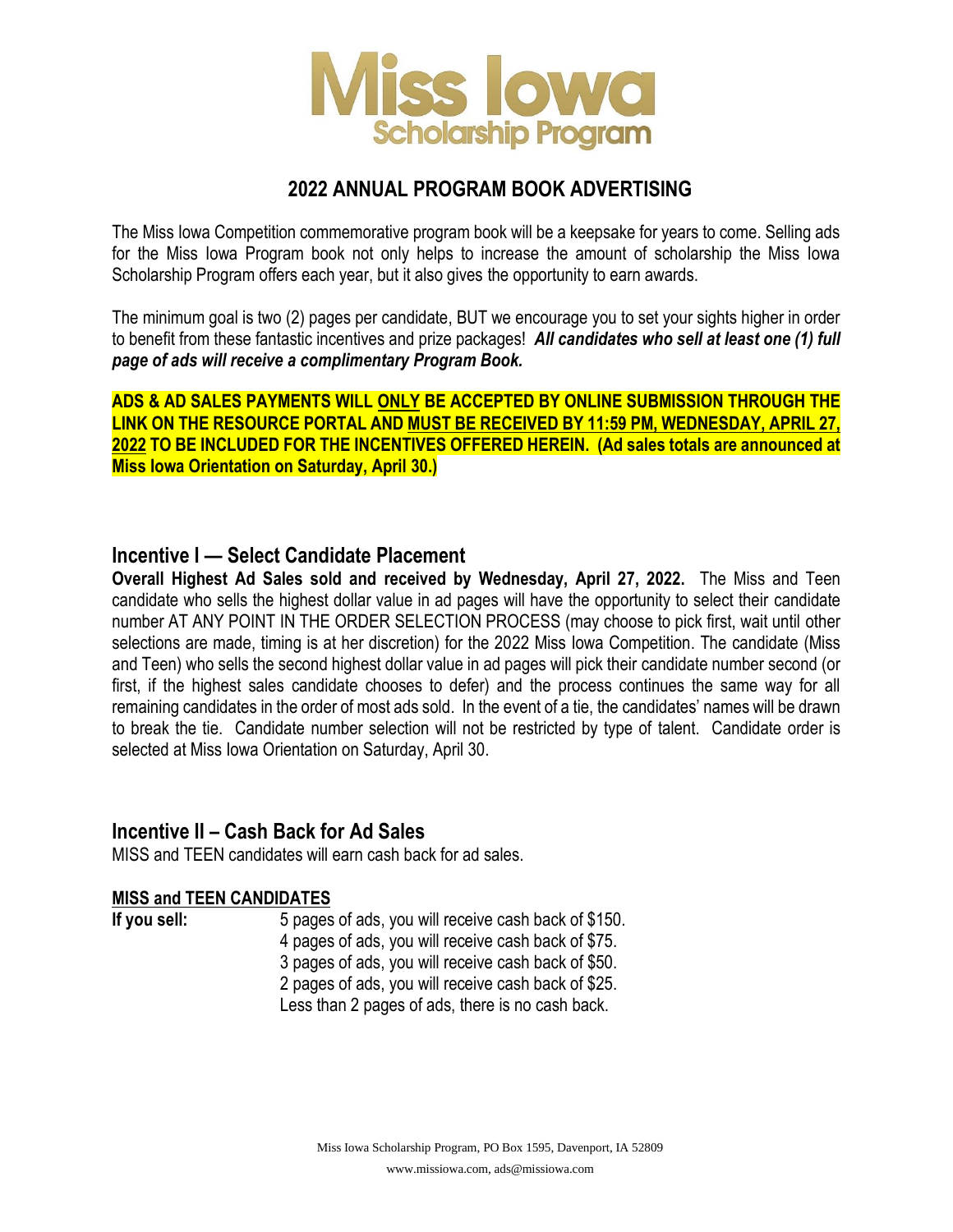# Miss Iowa Scholarship Program

## 2022 ANNUAL PROGRAM BOOK ADVERTISING

The Miss Iowa Competition commemorative program book will be a keepsake for years to come. Selling ads for the Miss Iowa Program book not only helps to increase the amount of scholarship the Miss Iowa Scholarship Program offers each year, but it also gives the opportunity to earn awards.

The minimum goal is two (2) pages per candidate, BUT we encourage you to set your sights higher in order to benefit from these fantastic incentives and prize packages! ***All candidates who sell at least one (1) full page of ads will receive a complimentary Program Book.***

**ADS & AD SALES PAYMENTS WILL ONLY BE ACCEPTED BY ONLINE SUBMISSION THROUGH THE LINK ON THE RESOURCE PORTAL AND MUST BE RECEIVED BY 11:59 PM, WEDNESDAY, APRIL 27, 2022 TO BE INCLUDED FOR THE INCENTIVES OFFERED HEREIN. (Ad sales totals are announced at Miss Iowa Orientation on Saturday, April 30.)**

## Incentive I — Select Candidate Placement

**Overall Highest Ad Sales sold and received by Wednesday, April 27, 2022.** The Miss and Teen candidate who sells the highest dollar value in ad pages will have the opportunity to select their candidate number AT ANY POINT IN THE ORDER SELECTION PROCESS (may choose to pick first, wait until other selections are made, timing is at her discretion) for the 2022 Miss Iowa Competition. The candidate (Miss and Teen) who sells the second highest dollar value in ad pages will pick their candidate number second (or first, if the highest sales candidate chooses to defer) and the process continues the same way for all remaining candidates in the order of most ads sold. In the event of a tie, the candidates' names will be drawn to break the tie. Candidate number selection will not be restricted by type of talent. Candidate order is selected at Miss Iowa Orientation on Saturday, April 30.

## Incentive II – Cash Back for Ad Sales

MISS and TEEN candidates will earn cash back for ad sales.

**MISS and TEEN CANDIDATES**

**If you sell:**
- 5 pages of ads, you will receive cash back of $150.
- 4 pages of ads, you will receive cash back of $75.
- 3 pages of ads, you will receive cash back of $50.
- 2 pages of ads, you will receive cash back of $25.
- Less than 2 pages of ads, there is no cash back.

Miss Iowa Scholarship Program, PO Box 1595, Davenport, IA 52809
www.missiowa.com, ads@missiowa.com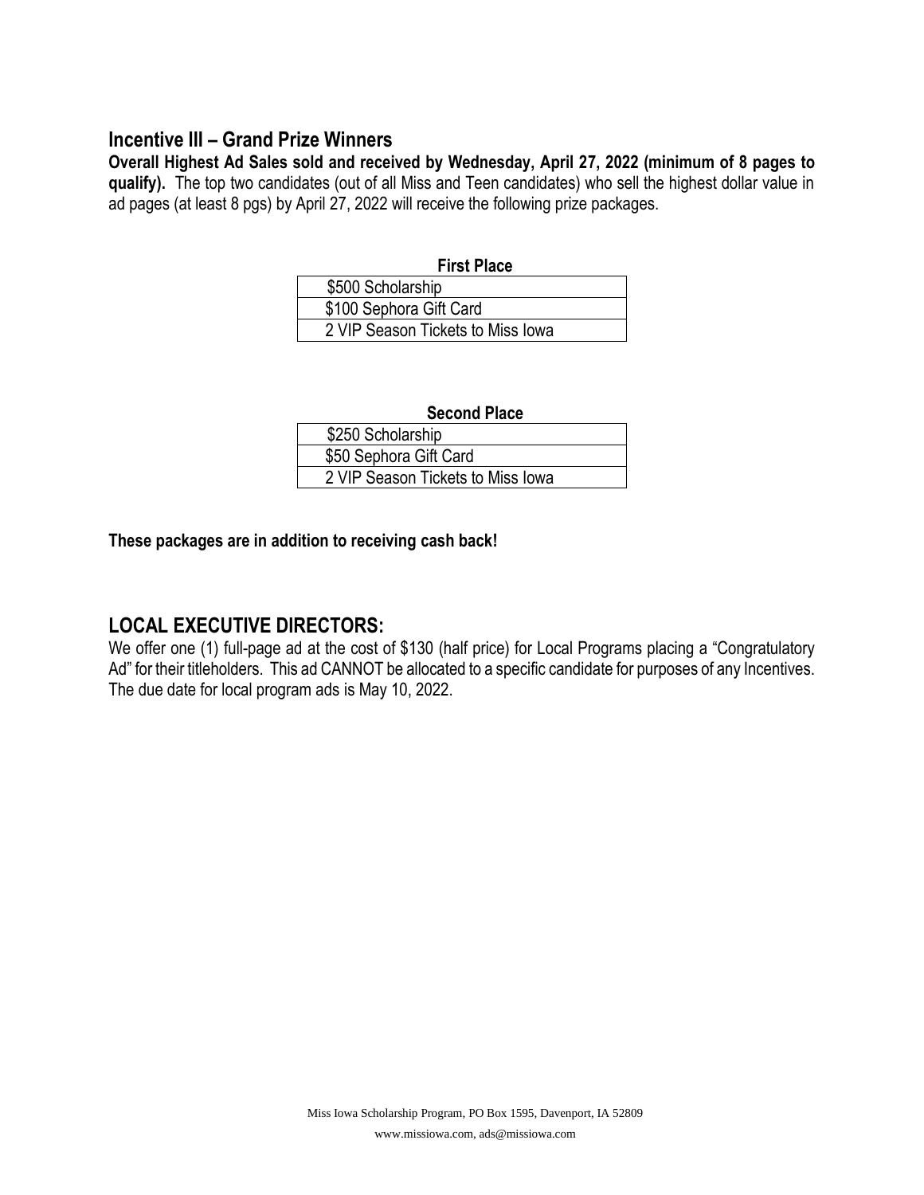## Incentive III – Grand Prize Winners

**Overall Highest Ad Sales sold and received by Wednesday, April 27, 2022 (minimum of 8 pages to qualify).** The top two candidates (out of all Miss and Teen candidates) who sell the highest dollar value in ad pages (at least 8 pgs) by April 27, 2022 will receive the following prize packages.

| First Place |
| --- |
| $500 Scholarship |
| $100 Sephora Gift Card |
| 2 VIP Season Tickets to Miss Iowa |

| Second Place |
| --- |
| $250 Scholarship |
| $50 Sephora Gift Card |
| 2 VIP Season Tickets to Miss Iowa |

**These packages are in addition to receiving cash back!**

## LOCAL EXECUTIVE DIRECTORS:

We offer one (1) full-page ad at the cost of $130 (half price) for Local Programs placing a "Congratulatory Ad" for their titleholders. This ad CANNOT be allocated to a specific candidate for purposes of any Incentives. The due date for local program ads is May 10, 2022.

Miss Iowa Scholarship Program, PO Box 1595, Davenport, IA 52809

www.missiowa.com, ads@missiowa.com